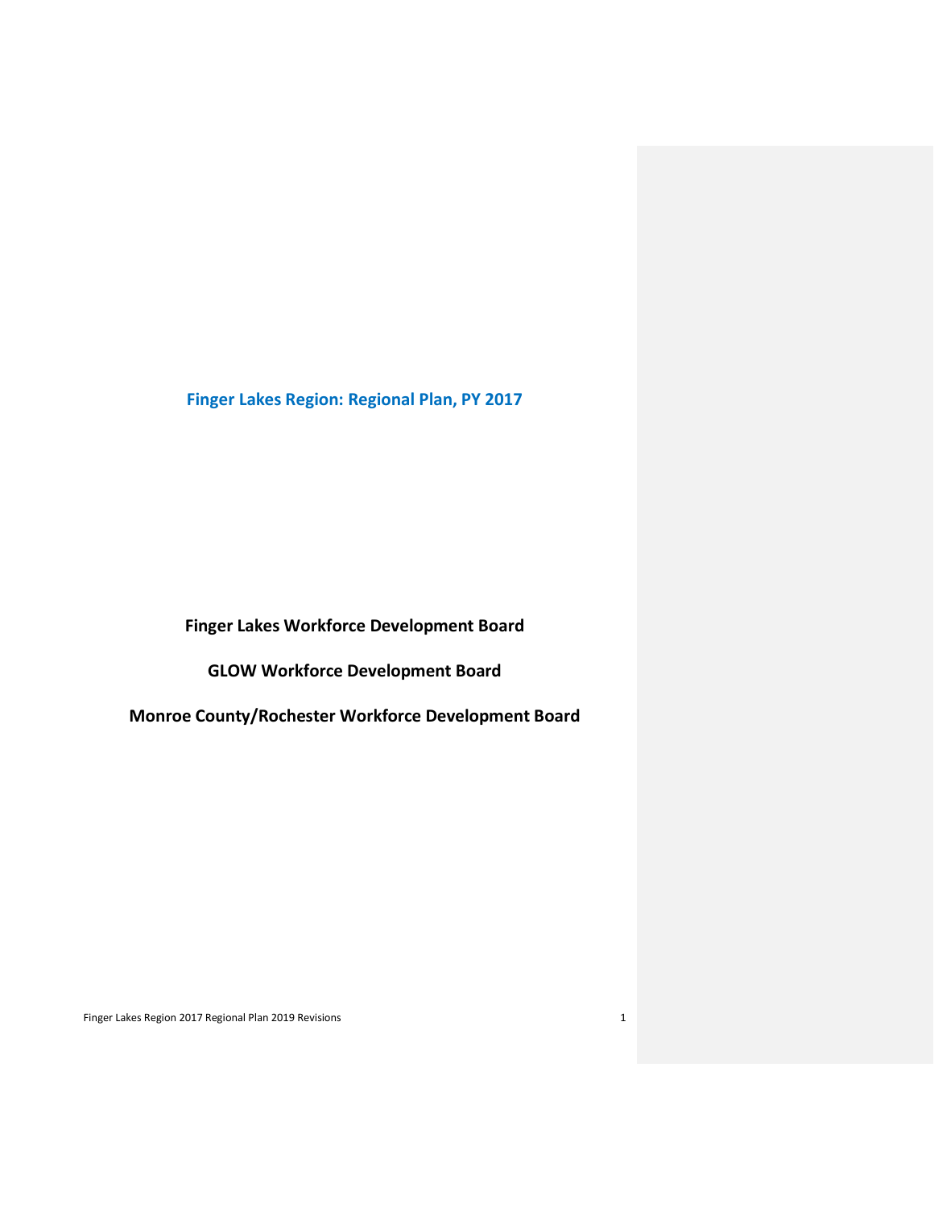# Finger Lakes Region: Regional Plan, PY 2017

**Finger Lakes Workforce Development Board**

**GLOW Workforce Development Board**

**Monroe County/Rochester Workforce Development Board**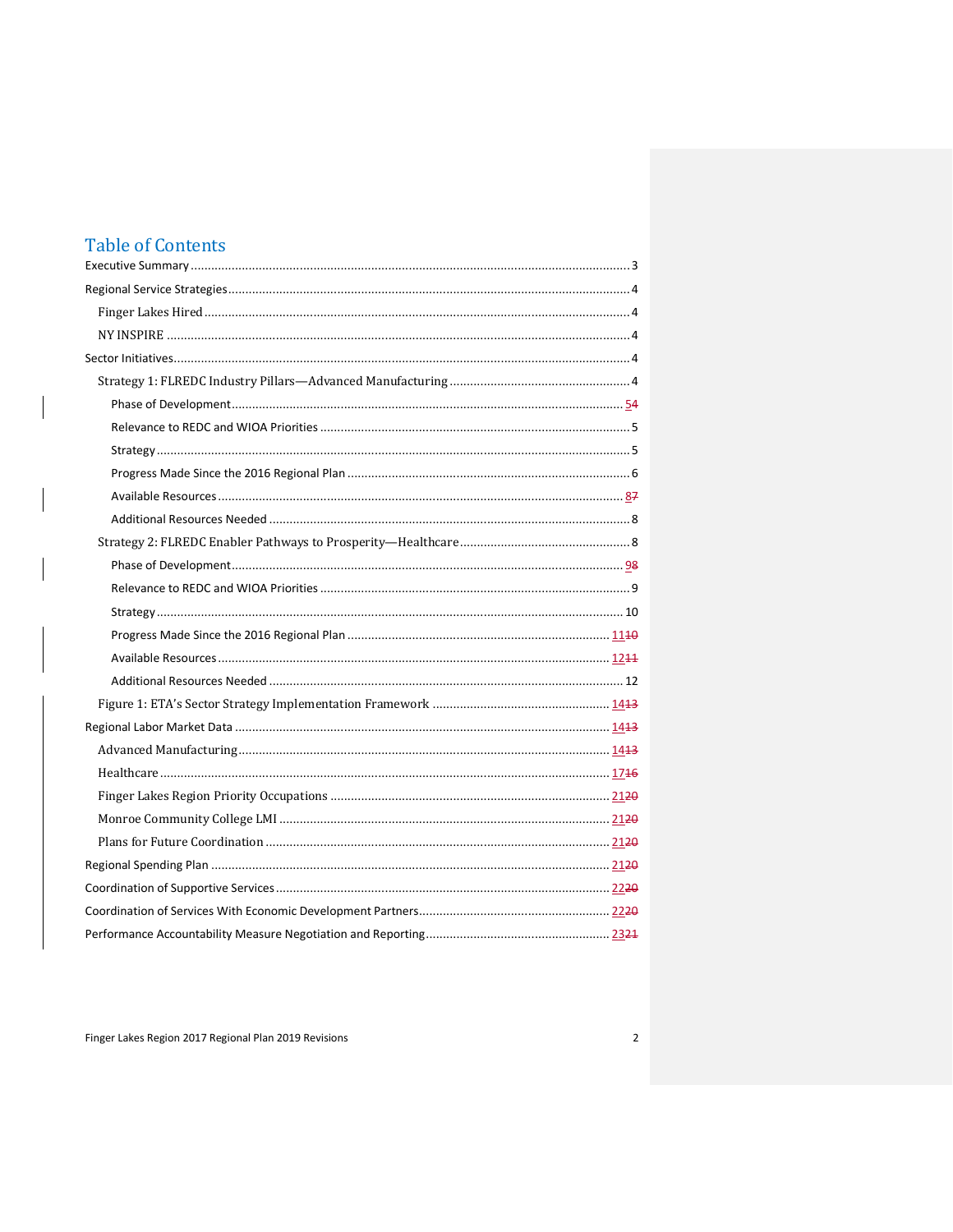# Table of Contents

Executive Summary .......... 3

Regional Service Strategies .......... 4

- Finger Lakes Hired .......... 4
- NY INSPIRE .......... 4

Sector Initiatives .......... 4

- Strategy 1: FLREDC Industry Pillars—Advanced Manufacturing .......... 4
  - Phase of Development .......... 54
  - Relevance to REDC and WIOA Priorities .......... 5
  - Strategy .......... 5
  - Progress Made Since the 2016 Regional Plan .......... 6
  - Available Resources .......... 87
  - Additional Resources Needed .......... 8
- Strategy 2: FLREDC Enabler Pathways to Prosperity—Healthcare .......... 8
  - Phase of Development .......... 98
  - Relevance to REDC and WIOA Priorities .......... 9
  - Strategy .......... 10
  - Progress Made Since the 2016 Regional Plan .......... 1110
  - Available Resources .......... 1211
  - Additional Resources Needed .......... 12
- Figure 1: ETA's Sector Strategy Implementation Framework .......... 1413

Regional Labor Market Data .......... 1413

- Advanced Manufacturing .......... 1413
- Healthcare .......... 1716
- Finger Lakes Region Priority Occupations .......... 2120
- Monroe Community College LMI .......... 2120
- Plans for Future Coordination .......... 2120

Regional Spending Plan .......... 2120

Coordination of Supportive Services .......... 2220

Coordination of Services With Economic Development Partners .......... 2220

Performance Accountability Measure Negotiation and Reporting .......... 2321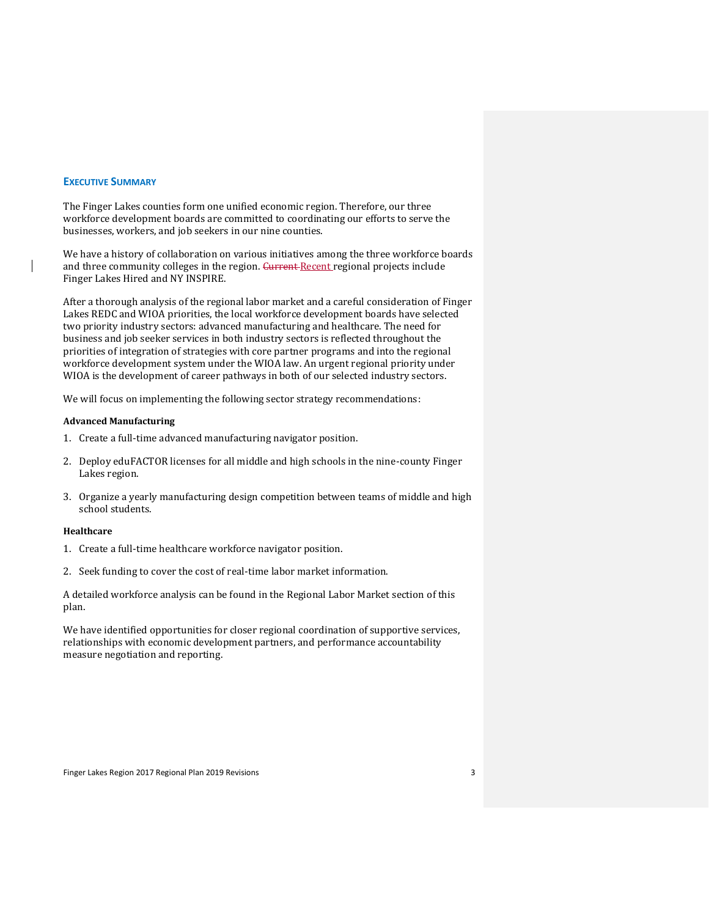## Executive Summary

The Finger Lakes counties form one unified economic region. Therefore, our three workforce development boards are committed to coordinating our efforts to serve the businesses, workers, and job seekers in our nine counties.

We have a history of collaboration on various initiatives among the three workforce boards and three community colleges in the region. ~~Current~~ Recent regional projects include Finger Lakes Hired and NY INSPIRE.

After a thorough analysis of the regional labor market and a careful consideration of Finger Lakes REDC and WIOA priorities, the local workforce development boards have selected two priority industry sectors: advanced manufacturing and healthcare. The need for business and job seeker services in both industry sectors is reflected throughout the priorities of integration of strategies with core partner programs and into the regional workforce development system under the WIOA law. An urgent regional priority under WIOA is the development of career pathways in both of our selected industry sectors.

We will focus on implementing the following sector strategy recommendations:

**Advanced Manufacturing**

1. Create a full-time advanced manufacturing navigator position.
2. Deploy eduFACTOR licenses for all middle and high schools in the nine-county Finger Lakes region.
3. Organize a yearly manufacturing design competition between teams of middle and high school students.

**Healthcare**

1. Create a full-time healthcare workforce navigator position.
2. Seek funding to cover the cost of real-time labor market information.

A detailed workforce analysis can be found in the Regional Labor Market section of this plan.

We have identified opportunities for closer regional coordination of supportive services, relationships with economic development partners, and performance accountability measure negotiation and reporting.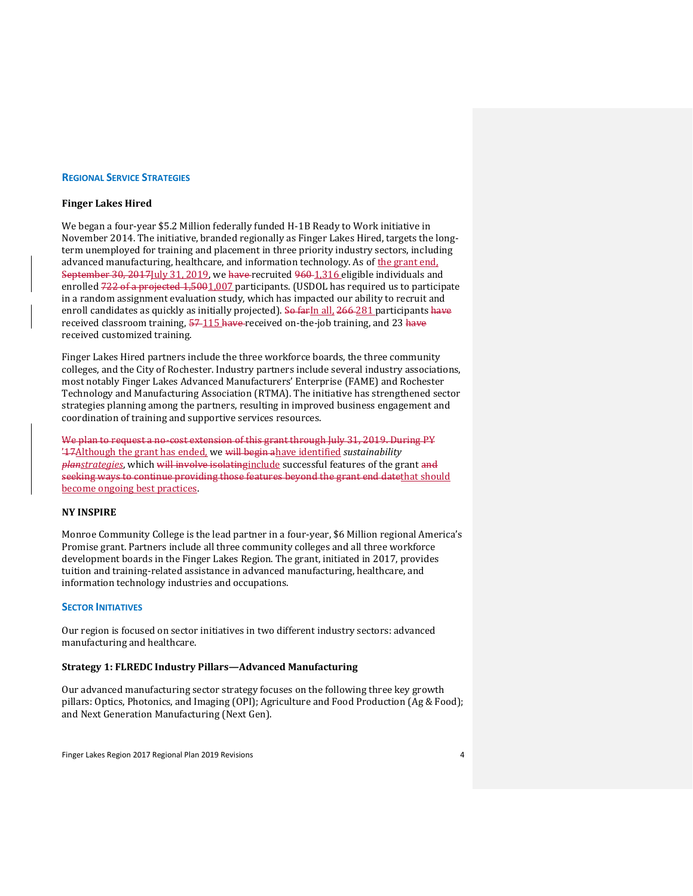## REGIONAL SERVICE STRATEGIES

### Finger Lakes Hired

We began a four-year $5.2 Million federally funded H-1B Ready to Work initiative in November 2014. The initiative, branded regionally as Finger Lakes Hired, targets the long-term unemployed for training and placement in three priority industry sectors, including advanced manufacturing, healthcare, and information technology. As of the grant end, ~~September 30, 2017~~July 31, 2019, we ~~have~~ recruited ~~960~~ 1,316 eligible individuals and enrolled ~~722 of a projected 1,500~~1,007 participants. (USDOL has required us to participate in a random assignment evaluation study, which has impacted our ability to recruit and enroll candidates as quickly as initially projected). ~~So far~~In all, ~~266~~ 281 participants ~~have~~ received classroom training, ~~57~~ 115 ~~have~~ received on-the-job training, and 23 ~~have~~ received customized training.

Finger Lakes Hired partners include the three workforce boards, the three community colleges, and the City of Rochester. Industry partners include several industry associations, most notably Finger Lakes Advanced Manufacturers' Enterprise (FAME) and Rochester Technology and Manufacturing Association (RTMA). The initiative has strengthened sector strategies planning among the partners, resulting in improved business engagement and coordination of training and supportive services resources.

~~We plan to request a no-cost extension of this grant through July 31, 2019. During PY '17~~Although the grant has ended, we ~~will begin a~~have identified *sustainability* ~~*plan*~~*strategies*, which ~~will involve isolating~~include successful features of the grant ~~and seeking ways to continue providing those features beyond the grant end date~~that should become ongoing best practices.

### NY INSPIRE

Monroe Community College is the lead partner in a four-year, $6 Million regional America's Promise grant. Partners include all three community colleges and all three workforce development boards in the Finger Lakes Region. The grant, initiated in 2017, provides tuition and training-related assistance in advanced manufacturing, healthcare, and information technology industries and occupations.

## SECTOR INITIATIVES

Our region is focused on sector initiatives in two different industry sectors: advanced manufacturing and healthcare.

### Strategy 1: FLREDC Industry Pillars—Advanced Manufacturing

Our advanced manufacturing sector strategy focuses on the following three key growth pillars: Optics, Photonics, and Imaging (OPI); Agriculture and Food Production (Ag & Food); and Next Generation Manufacturing (Next Gen).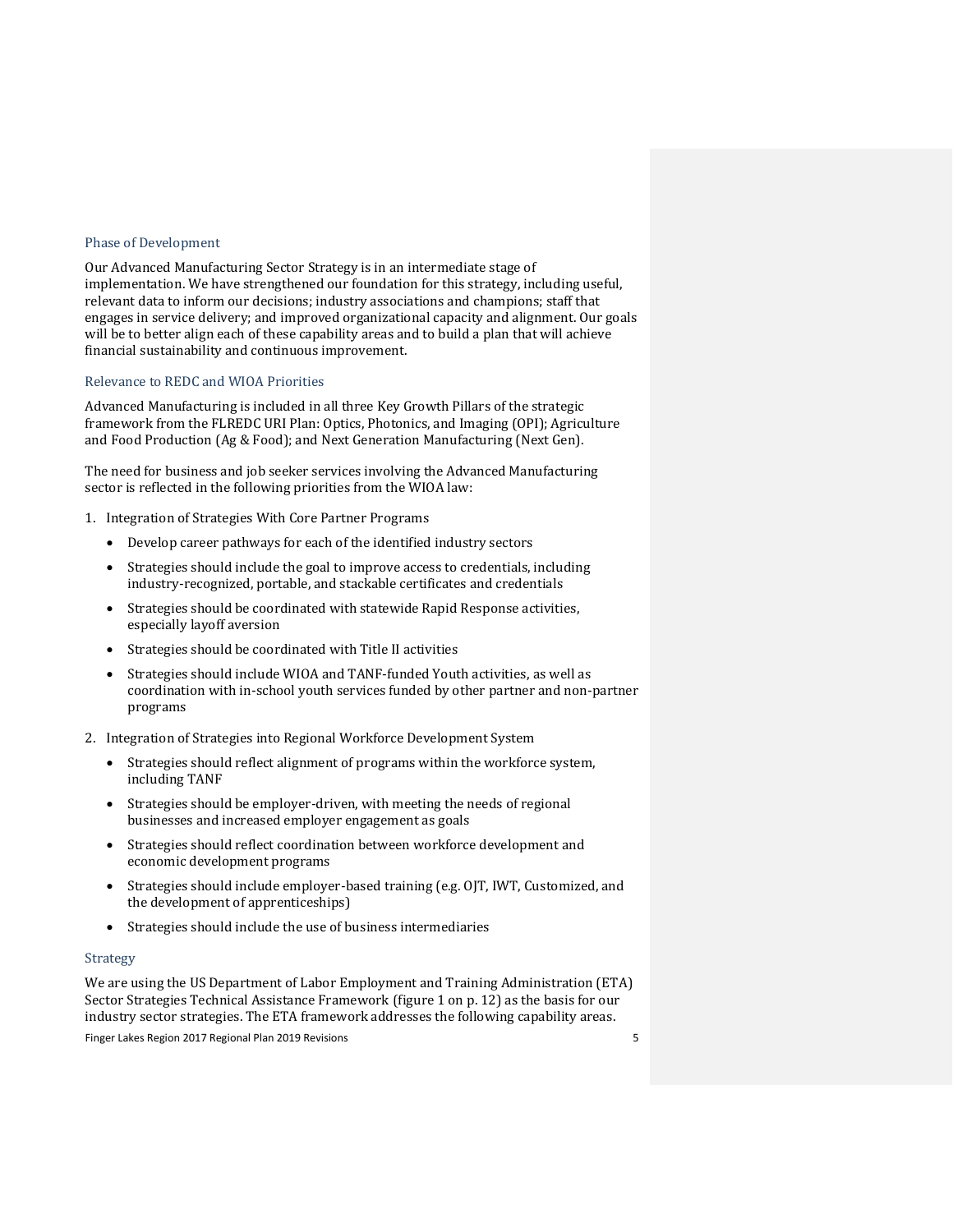### Phase of Development

Our Advanced Manufacturing Sector Strategy is in an intermediate stage of implementation. We have strengthened our foundation for this strategy, including useful, relevant data to inform our decisions; industry associations and champions; staff that engages in service delivery; and improved organizational capacity and alignment. Our goals will be to better align each of these capability areas and to build a plan that will achieve financial sustainability and continuous improvement.

### Relevance to REDC and WIOA Priorities

Advanced Manufacturing is included in all three Key Growth Pillars of the strategic framework from the FLREDC URI Plan: Optics, Photonics, and Imaging (OPI); Agriculture and Food Production (Ag & Food); and Next Generation Manufacturing (Next Gen).

The need for business and job seeker services involving the Advanced Manufacturing sector is reflected in the following priorities from the WIOA law:

1. Integration of Strategies With Core Partner Programs
   - Develop career pathways for each of the identified industry sectors
   - Strategies should include the goal to improve access to credentials, including industry-recognized, portable, and stackable certificates and credentials
   - Strategies should be coordinated with statewide Rapid Response activities, especially layoff aversion
   - Strategies should be coordinated with Title II activities
   - Strategies should include WIOA and TANF-funded Youth activities, as well as coordination with in-school youth services funded by other partner and non-partner programs
2. Integration of Strategies into Regional Workforce Development System
   - Strategies should reflect alignment of programs within the workforce system, including TANF
   - Strategies should be employer-driven, with meeting the needs of regional businesses and increased employer engagement as goals
   - Strategies should reflect coordination between workforce development and economic development programs
   - Strategies should include employer-based training (e.g. OJT, IWT, Customized, and the development of apprenticeships)
   - Strategies should include the use of business intermediaries

### Strategy

We are using the US Department of Labor Employment and Training Administration (ETA) Sector Strategies Technical Assistance Framework (figure 1 on p. 12) as the basis for our industry sector strategies. The ETA framework addresses the following capability areas.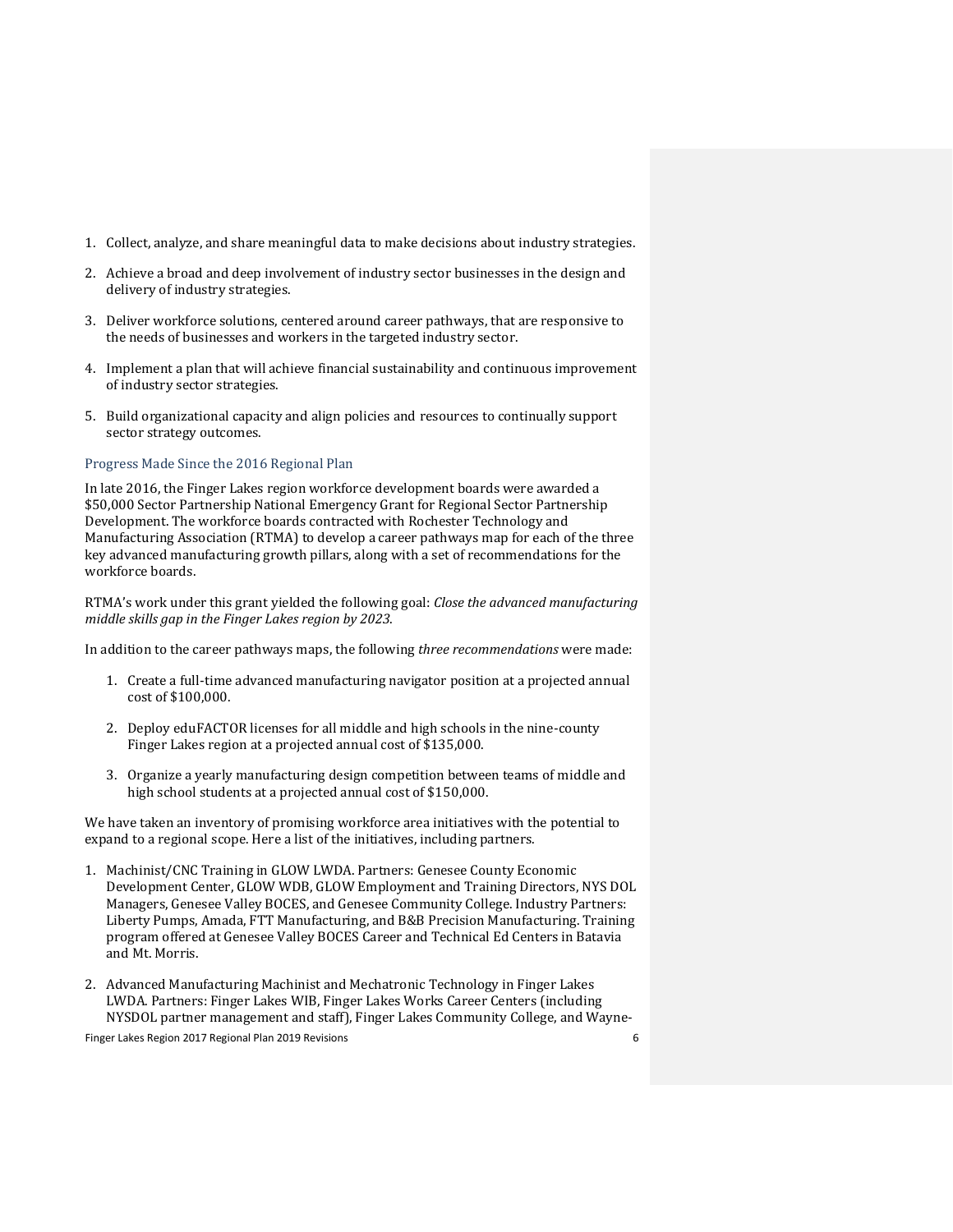1. Collect, analyze, and share meaningful data to make decisions about industry strategies.
2. Achieve a broad and deep involvement of industry sector businesses in the design and delivery of industry strategies.
3. Deliver workforce solutions, centered around career pathways, that are responsive to the needs of businesses and workers in the targeted industry sector.
4. Implement a plan that will achieve financial sustainability and continuous improvement of industry sector strategies.
5. Build organizational capacity and align policies and resources to continually support sector strategy outcomes.

### Progress Made Since the 2016 Regional Plan

In late 2016, the Finger Lakes region workforce development boards were awarded a $50,000 Sector Partnership National Emergency Grant for Regional Sector Partnership Development. The workforce boards contracted with Rochester Technology and Manufacturing Association (RTMA) to develop a career pathways map for each of the three key advanced manufacturing growth pillars, along with a set of recommendations for the workforce boards.

RTMA's work under this grant yielded the following goal: *Close the advanced manufacturing middle skills gap in the Finger Lakes region by 2023*.

In addition to the career pathways maps, the following *three recommendations* were made:

1. Create a full-time advanced manufacturing navigator position at a projected annual cost of $100,000.
2. Deploy eduFACTOR licenses for all middle and high schools in the nine-county Finger Lakes region at a projected annual cost of $135,000.
3. Organize a yearly manufacturing design competition between teams of middle and high school students at a projected annual cost of $150,000.

We have taken an inventory of promising workforce area initiatives with the potential to expand to a regional scope. Here a list of the initiatives, including partners.

1. Machinist/CNC Training in GLOW LWDA. Partners: Genesee County Economic Development Center, GLOW WDB, GLOW Employment and Training Directors, NYS DOL Managers, Genesee Valley BOCES, and Genesee Community College. Industry Partners: Liberty Pumps, Amada, FTT Manufacturing, and B&B Precision Manufacturing. Training program offered at Genesee Valley BOCES Career and Technical Ed Centers in Batavia and Mt. Morris.
2. Advanced Manufacturing Machinist and Mechatronic Technology in Finger Lakes LWDA. Partners: Finger Lakes WIB, Finger Lakes Works Career Centers (including NYSDOL partner management and staff), Finger Lakes Community College, and Wayne-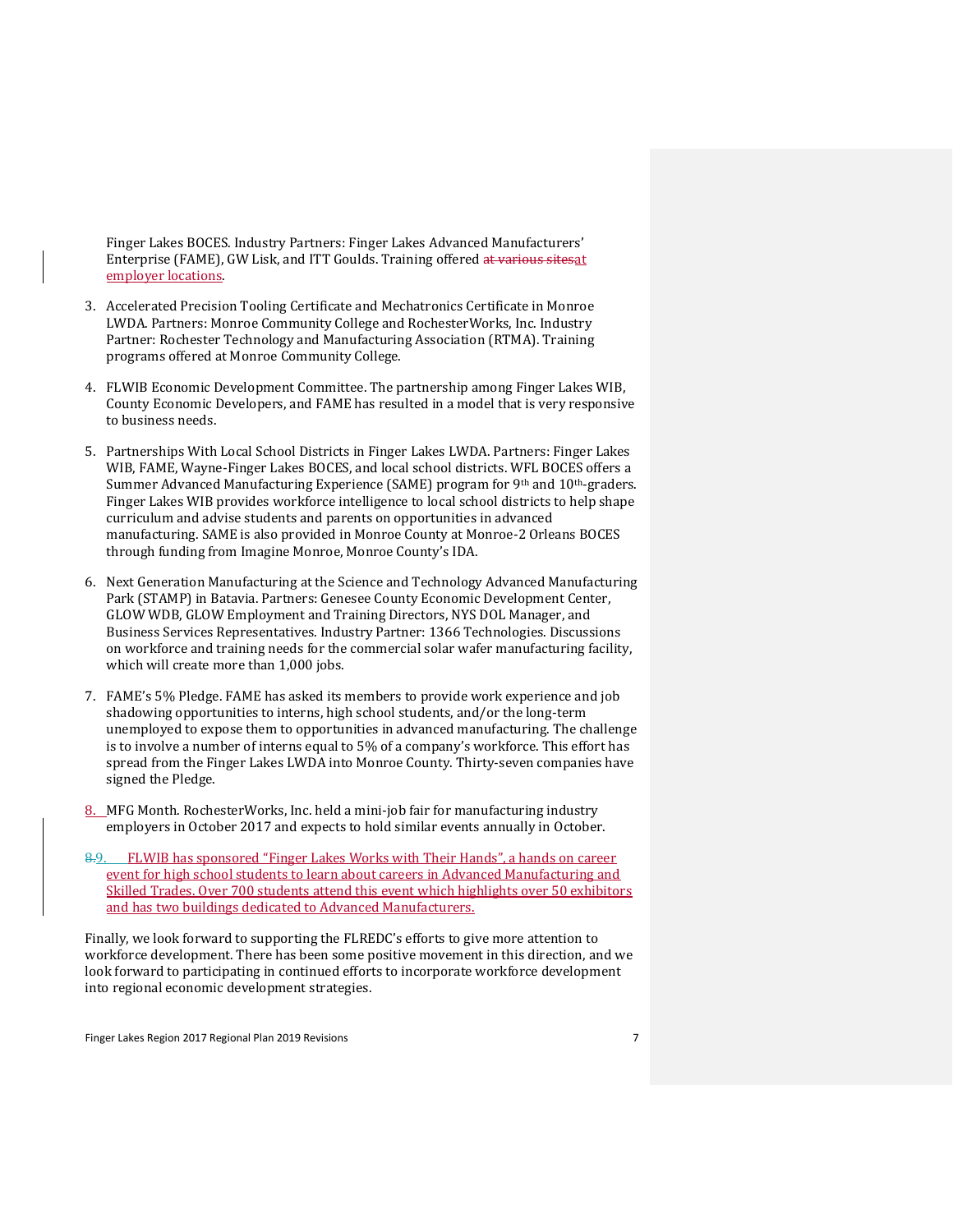Finger Lakes BOCES. Industry Partners: Finger Lakes Advanced Manufacturers' Enterprise (FAME), GW Lisk, and ITT Goulds. Training offered at employer locations.

3. Accelerated Precision Tooling Certificate and Mechatronics Certificate in Monroe LWDA. Partners: Monroe Community College and RochesterWorks, Inc. Industry Partner: Rochester Technology and Manufacturing Association (RTMA). Training programs offered at Monroe Community College.

4. FLWIB Economic Development Committee. The partnership among Finger Lakes WIB, County Economic Developers, and FAME has resulted in a model that is very responsive to business needs.

5. Partnerships With Local School Districts in Finger Lakes LWDA. Partners: Finger Lakes WIB, FAME, Wayne-Finger Lakes BOCES, and local school districts. WFL BOCES offers a Summer Advanced Manufacturing Experience (SAME) program for 9th and 10th-graders. Finger Lakes WIB provides workforce intelligence to local school districts to help shape curriculum and advise students and parents on opportunities in advanced manufacturing. SAME is also provided in Monroe County at Monroe-2 Orleans BOCES through funding from Imagine Monroe, Monroe County's IDA.

6. Next Generation Manufacturing at the Science and Technology Advanced Manufacturing Park (STAMP) in Batavia. Partners: Genesee County Economic Development Center, GLOW WDB, GLOW Employment and Training Directors, NYS DOL Manager, and Business Services Representatives. Industry Partner: 1366 Technologies. Discussions on workforce and training needs for the commercial solar wafer manufacturing facility, which will create more than 1,000 jobs.

7. FAME's 5% Pledge. FAME has asked its members to provide work experience and job shadowing opportunities to interns, high school students, and/or the long-term unemployed to expose them to opportunities in advanced manufacturing. The challenge is to involve a number of interns equal to 5% of a company's workforce. This effort has spread from the Finger Lakes LWDA into Monroe County. Thirty-seven companies have signed the Pledge.

8. MFG Month. RochesterWorks, Inc. held a mini-job fair for manufacturing industry employers in October 2017 and expects to hold similar events annually in October.

9. FLWIB has sponsored "Finger Lakes Works with Their Hands", a hands on career event for high school students to learn about careers in Advanced Manufacturing and Skilled Trades. Over 700 students attend this event which highlights over 50 exhibitors and has two buildings dedicated to Advanced Manufacturers.

Finally, we look forward to supporting the FLREDC's efforts to give more attention to workforce development. There has been some positive movement in this direction, and we look forward to participating in continued efforts to incorporate workforce development into regional economic development strategies.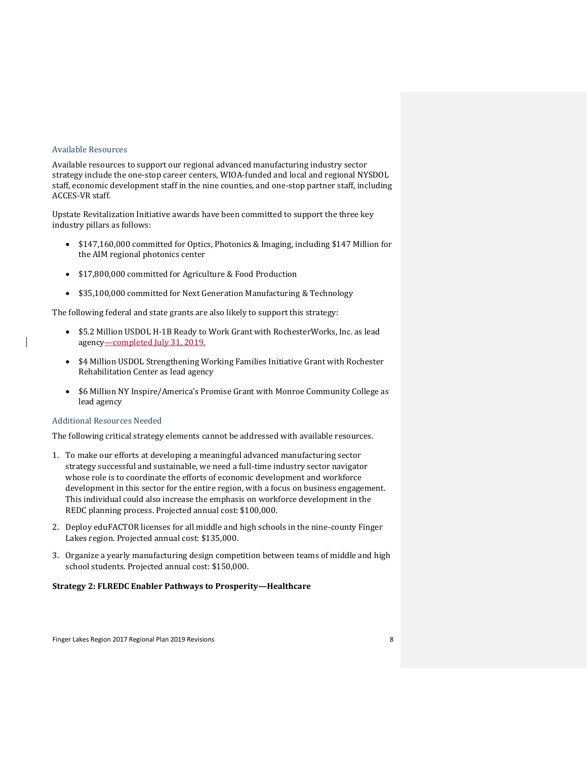### Available Resources

Available resources to support our regional advanced manufacturing industry sector strategy include the one-stop career centers, WIOA-funded and local and regional NYSDOL staff, economic development staff in the nine counties, and one-stop partner staff, including ACCES-VR staff.

Upstate Revitalization Initiative awards have been committed to support the three key industry pillars as follows:

- $147,160,000 committed for Optics, Photonics & Imaging, including $147 Million for the AIM regional photonics center
- $17,800,000 committed for Agriculture & Food Production
- $35,100,000 committed for Next Generation Manufacturing & Technology

The following federal and state grants are also likely to support this strategy:

- $5.2 Million USDOL H-1B Ready to Work Grant with RochesterWorks, Inc. as lead agency—completed July 31, 2019.
- $4 Million USDOL Strengthening Working Families Initiative Grant with Rochester Rehabilitation Center as lead agency
- $6 Million NY Inspire/America's Promise Grant with Monroe Community College as lead agency

### Additional Resources Needed

The following critical strategy elements cannot be addressed with available resources.

1. To make our efforts at developing a meaningful advanced manufacturing sector strategy successful and sustainable, we need a full-time industry sector navigator whose role is to coordinate the efforts of economic development and workforce development in this sector for the entire region, with a focus on business engagement. This individual could also increase the emphasis on workforce development in the REDC planning process. Projected annual cost: $100,000.
2. Deploy eduFACTOR licenses for all middle and high schools in the nine-county Finger Lakes region. Projected annual cost: $135,000.
3. Organize a yearly manufacturing design competition between teams of middle and high school students. Projected annual cost: $150,000.

**Strategy 2: FLREDC Enabler Pathways to Prosperity—Healthcare**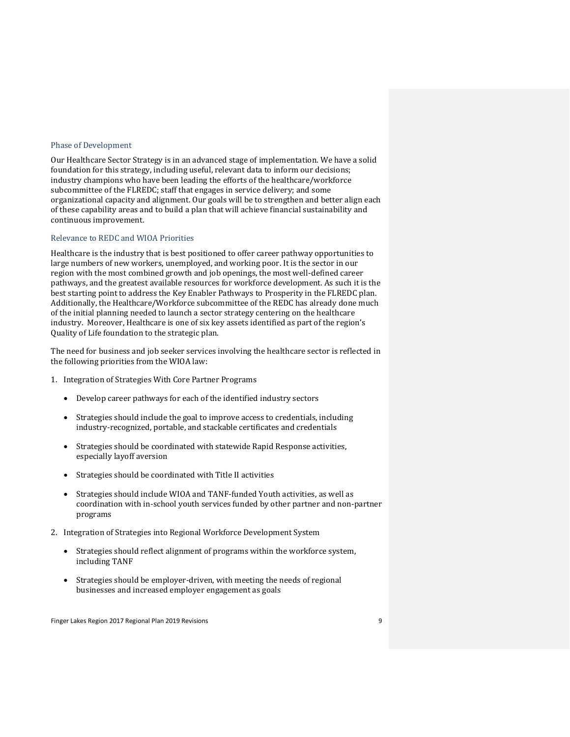### Phase of Development

Our Healthcare Sector Strategy is in an advanced stage of implementation. We have a solid foundation for this strategy, including useful, relevant data to inform our decisions; industry champions who have been leading the efforts of the healthcare/workforce subcommittee of the FLREDC; staff that engages in service delivery; and some organizational capacity and alignment. Our goals will be to strengthen and better align each of these capability areas and to build a plan that will achieve financial sustainability and continuous improvement.

### Relevance to REDC and WIOA Priorities

Healthcare is the industry that is best positioned to offer career pathway opportunities to large numbers of new workers, unemployed, and working poor. It is the sector in our region with the most combined growth and job openings, the most well-defined career pathways, and the greatest available resources for workforce development. As such it is the best starting point to address the Key Enabler Pathways to Prosperity in the FLREDC plan. Additionally, the Healthcare/Workforce subcommittee of the REDC has already done much of the initial planning needed to launch a sector strategy centering on the healthcare industry. Moreover, Healthcare is one of six key assets identified as part of the region's Quality of Life foundation to the strategic plan.

The need for business and job seeker services involving the healthcare sector is reflected in the following priorities from the WIOA law:

1. Integration of Strategies With Core Partner Programs
   - Develop career pathways for each of the identified industry sectors
   - Strategies should include the goal to improve access to credentials, including industry-recognized, portable, and stackable certificates and credentials
   - Strategies should be coordinated with statewide Rapid Response activities, especially layoff aversion
   - Strategies should be coordinated with Title II activities
   - Strategies should include WIOA and TANF-funded Youth activities, as well as coordination with in-school youth services funded by other partner and non-partner programs
2. Integration of Strategies into Regional Workforce Development System
   - Strategies should reflect alignment of programs within the workforce system, including TANF
   - Strategies should be employer-driven, with meeting the needs of regional businesses and increased employer engagement as goals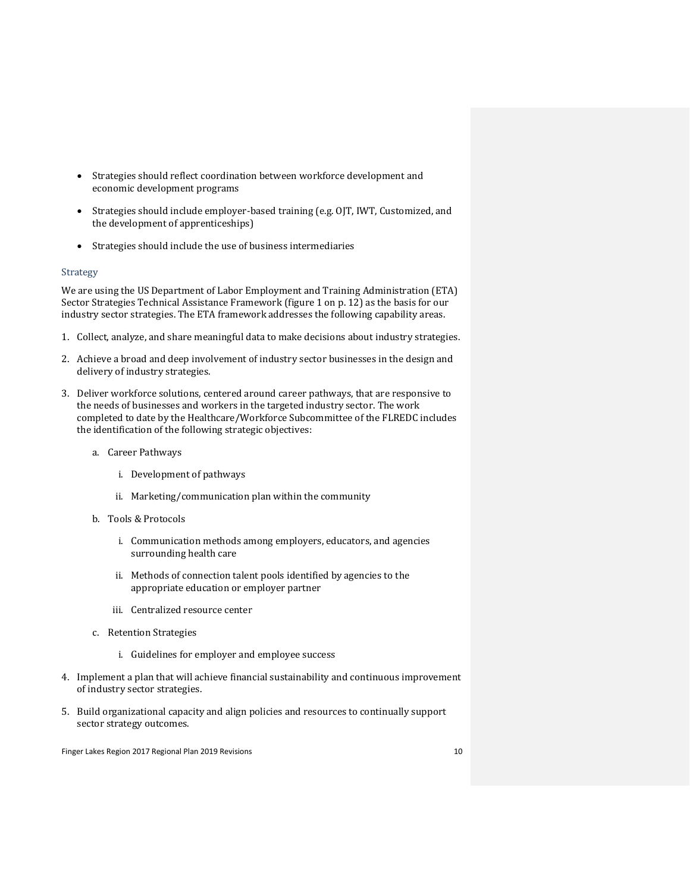- Strategies should reflect coordination between workforce development and economic development programs
- Strategies should include employer-based training (e.g. OJT, IWT, Customized, and the development of apprenticeships)
- Strategies should include the use of business intermediaries

### Strategy

We are using the US Department of Labor Employment and Training Administration (ETA) Sector Strategies Technical Assistance Framework (figure 1 on p. 12) as the basis for our industry sector strategies. The ETA framework addresses the following capability areas.

1. Collect, analyze, and share meaningful data to make decisions about industry strategies.
2. Achieve a broad and deep involvement of industry sector businesses in the design and delivery of industry strategies.
3. Deliver workforce solutions, centered around career pathways, that are responsive to the needs of businesses and workers in the targeted industry sector. The work completed to date by the Healthcare/Workforce Subcommittee of the FLREDC includes the identification of the following strategic objectives:
    a. Career Pathways
        i. Development of pathways
        ii. Marketing/communication plan within the community
    b. Tools & Protocols
        i. Communication methods among employers, educators, and agencies surrounding health care
        ii. Methods of connection talent pools identified by agencies to the appropriate education or employer partner
        iii. Centralized resource center
    c. Retention Strategies
        i. Guidelines for employer and employee success
4. Implement a plan that will achieve financial sustainability and continuous improvement of industry sector strategies.
5. Build organizational capacity and align policies and resources to continually support sector strategy outcomes.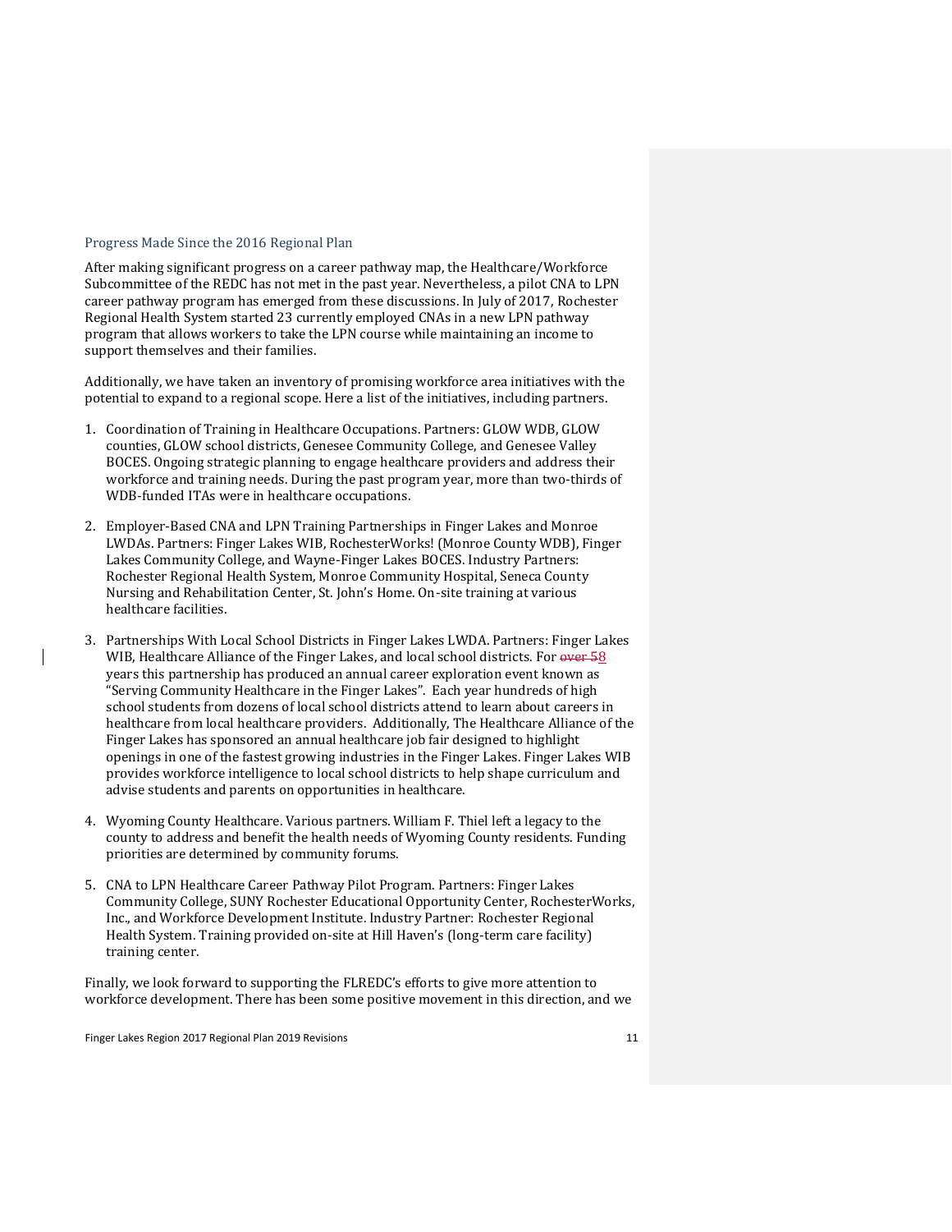## Progress Made Since the 2016 Regional Plan

After making significant progress on a career pathway map, the Healthcare/Workforce Subcommittee of the REDC has not met in the past year. Nevertheless, a pilot CNA to LPN career pathway program has emerged from these discussions. In July of 2017, Rochester Regional Health System started 23 currently employed CNAs in a new LPN pathway program that allows workers to take the LPN course while maintaining an income to support themselves and their families.

Additionally, we have taken an inventory of promising workforce area initiatives with the potential to expand to a regional scope. Here a list of the initiatives, including partners.

1. Coordination of Training in Healthcare Occupations. Partners: GLOW WDB, GLOW counties, GLOW school districts, Genesee Community College, and Genesee Valley BOCES. Ongoing strategic planning to engage healthcare providers and address their workforce and training needs. During the past program year, more than two-thirds of WDB-funded ITAs were in healthcare occupations.

2. Employer-Based CNA and LPN Training Partnerships in Finger Lakes and Monroe LWDAs. Partners: Finger Lakes WIB, RochesterWorks! (Monroe County WDB), Finger Lakes Community College, and Wayne-Finger Lakes BOCES. Industry Partners: Rochester Regional Health System, Monroe Community Hospital, Seneca County Nursing and Rehabilitation Center, St. John's Home. On-site training at various healthcare facilities.

3. Partnerships With Local School Districts in Finger Lakes LWDA. Partners: Finger Lakes WIB, Healthcare Alliance of the Finger Lakes, and local school districts. For 58 years this partnership has produced an annual career exploration event known as "Serving Community Healthcare in the Finger Lakes". Each year hundreds of high school students from dozens of local school districts attend to learn about careers in healthcare from local healthcare providers. Additionally, The Healthcare Alliance of the Finger Lakes has sponsored an annual healthcare job fair designed to highlight openings in one of the fastest growing industries in the Finger Lakes. Finger Lakes WIB provides workforce intelligence to local school districts to help shape curriculum and advise students and parents on opportunities in healthcare.

4. Wyoming County Healthcare. Various partners. William F. Thiel left a legacy to the county to address and benefit the health needs of Wyoming County residents. Funding priorities are determined by community forums.

5. CNA to LPN Healthcare Career Pathway Pilot Program. Partners: Finger Lakes Community College, SUNY Rochester Educational Opportunity Center, RochesterWorks, Inc., and Workforce Development Institute. Industry Partner: Rochester Regional Health System. Training provided on-site at Hill Haven's (long-term care facility) training center.

Finally, we look forward to supporting the FLREDC's efforts to give more attention to workforce development. There has been some positive movement in this direction, and we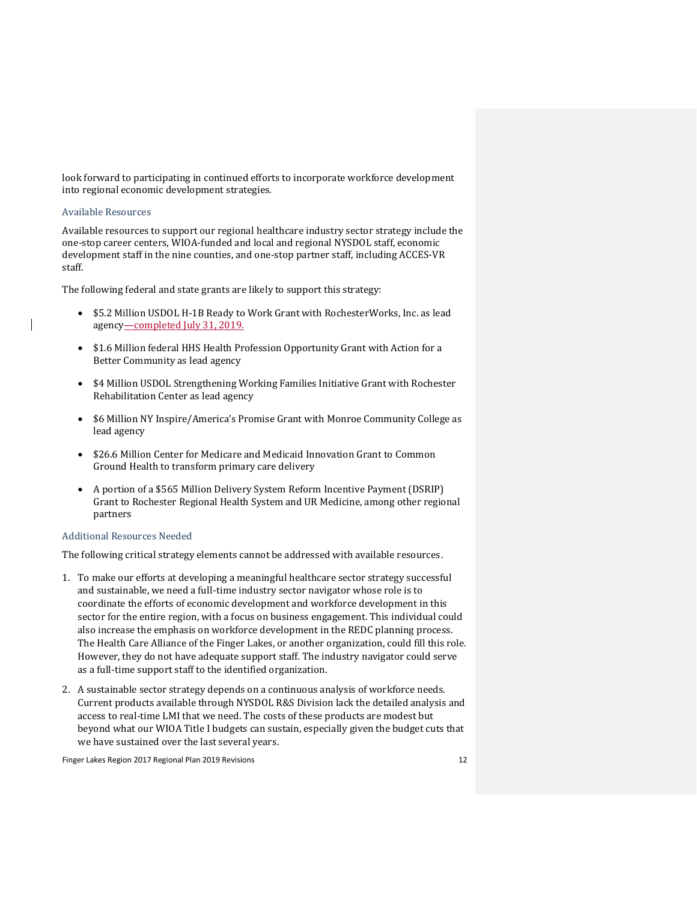look forward to participating in continued efforts to incorporate workforce development into regional economic development strategies.

### Available Resources

Available resources to support our regional healthcare industry sector strategy include the one-stop career centers, WIOA-funded and local and regional NYSDOL staff, economic development staff in the nine counties, and one-stop partner staff, including ACCES-VR staff.

The following federal and state grants are likely to support this strategy:

- $5.2 Million USDOL H-1B Ready to Work Grant with RochesterWorks, Inc. as lead agency—completed July 31, 2019.
- $1.6 Million federal HHS Health Profession Opportunity Grant with Action for a Better Community as lead agency
- $4 Million USDOL Strengthening Working Families Initiative Grant with Rochester Rehabilitation Center as lead agency
- $6 Million NY Inspire/America's Promise Grant with Monroe Community College as lead agency
- $26.6 Million Center for Medicare and Medicaid Innovation Grant to Common Ground Health to transform primary care delivery
- A portion of a $565 Million Delivery System Reform Incentive Payment (DSRIP) Grant to Rochester Regional Health System and UR Medicine, among other regional partners

### Additional Resources Needed

The following critical strategy elements cannot be addressed with available resources.

1. To make our efforts at developing a meaningful healthcare sector strategy successful and sustainable, we need a full-time industry sector navigator whose role is to coordinate the efforts of economic development and workforce development in this sector for the entire region, with a focus on business engagement. This individual could also increase the emphasis on workforce development in the REDC planning process. The Health Care Alliance of the Finger Lakes, or another organization, could fill this role. However, they do not have adequate support staff. The industry navigator could serve as a full-time support staff to the identified organization.
2. A sustainable sector strategy depends on a continuous analysis of workforce needs. Current products available through NYSDOL R&S Division lack the detailed analysis and access to real-time LMI that we need. The costs of these products are modest but beyond what our WIOA Title I budgets can sustain, especially given the budget cuts that we have sustained over the last several years.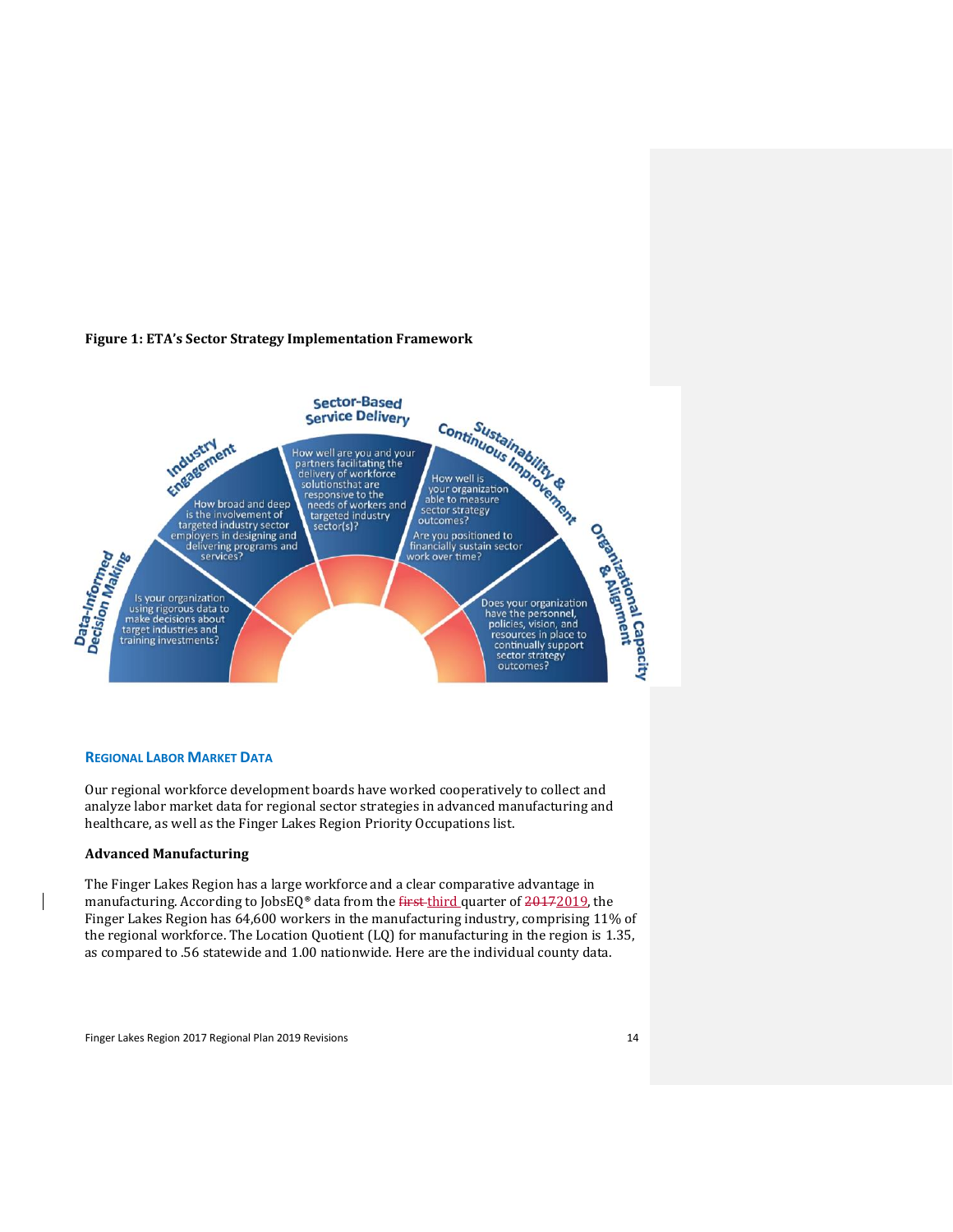**Figure 1: ETA's Sector Strategy Implementation Framework**

**Data-Informed Decision Making**
Is your organization using rigorous data to make decisions about target industries and training investments?

**Industry Engagement**
How broad and deep is the involvement of targeted industry sector employers in designing and delivering programs and services?

**Sector-Based Service Delivery**
How well are you and your partners facilitating the delivery of workforce solutionsthat are responsive to the needs of workers and targeted industry sector(s)?

**Sustainability & Continuous Improvement**
How well is your organization able to measure sector strategy outcomes?
Are you positioned to financially sustain sector work over time?

**Organizational Capacity & Alignment**
Does your organization have the personnel, policies, vision, and resources in place to continually support sector strategy outcomes?

## REGIONAL LABOR MARKET DATA

Our regional workforce development boards have worked cooperatively to collect and analyze labor market data for regional sector strategies in advanced manufacturing and healthcare, as well as the Finger Lakes Region Priority Occupations list.

### Advanced Manufacturing

The Finger Lakes Region has a large workforce and a clear comparative advantage in manufacturing. According to JobsEQ® data from the third quarter of 2019, the Finger Lakes Region has 64,600 workers in the manufacturing industry, comprising 11% of the regional workforce. The Location Quotient (LQ) for manufacturing in the region is 1.35, as compared to .56 statewide and 1.00 nationwide. Here are the individual county data.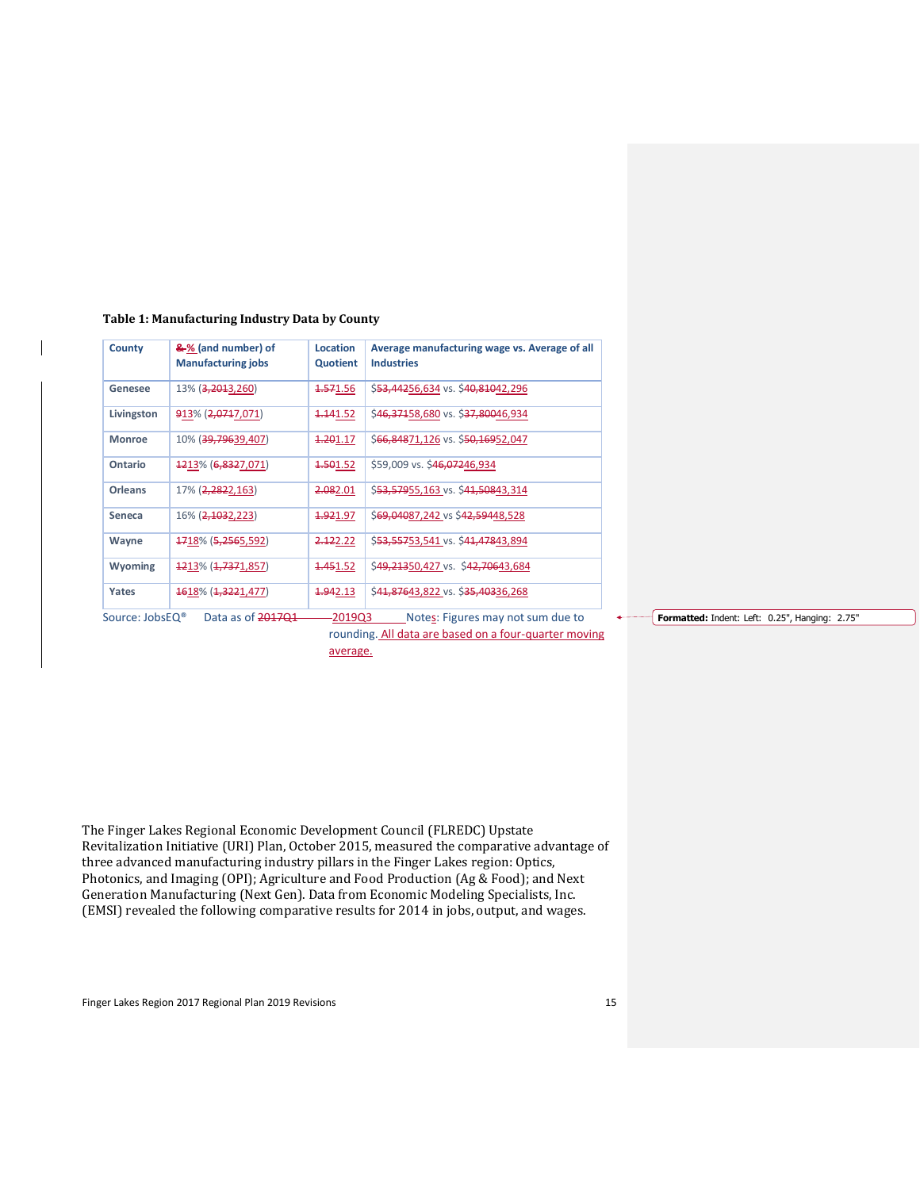**Table 1: Manufacturing Industry Data by County**

| County | ~~&~~ % (and number) of Manufacturing jobs | Location Quotient | Average manufacturing wage vs. Average of all Industries |
|---|---|---|---|
| Genesee | 13% (~~3,201~~3,260) | ~~1.57~~1.56 | $~~53,442~~56,634 vs. $~~40,810~~42,296 |
| Livingston | ~~9~~13% (~~2,071~~7,071) | ~~1.14~~1.52 | $~~46,371~~58,680 vs. $~~37,800~~46,934 |
| Monroe | 10% (~~39,796~~39,407) | ~~1.20~~1.17 | $~~66,848~~71,126 vs. $~~50,169~~52,047 |
| Ontario | ~~12~~13% (~~6,832~~7,071) | ~~1.50~~1.52 | $59,009 vs. $~~46,072~~46,934 |
| Orleans | 17% (~~2,282~~2,163) | ~~2.08~~2.01 | $~~53,579~~55,163 vs. $~~41,508~~43,314 |
| Seneca | 16% (~~2,103~~2,223) | ~~1.92~~1.97 | $~~69,040~~87,242 vs $~~42,594~~48,528 |
| Wayne | ~~17~~18% (~~5,256~~5,592) | ~~2.12~~2.22 | $~~53,557~~53,541 vs. $~~41,478~~43,894 |
| Wyoming | ~~12~~13% (~~1,737~~1,857) | ~~1.45~~1.52 | $~~49,213~~50,427 vs. $~~42,706~~43,684 |
| Yates | ~~16~~18% (~~1,322~~1,477) | ~~1.94~~2.13 | $~~41,876~~43,822 vs. $~~35,403~~36,268 |

Source: JobsEQ® Data as of ~~2017Q1~~ 2019Q3 Notes: Figures may not sum due to rounding. All data are based on a four-quarter moving average.

The Finger Lakes Regional Economic Development Council (FLREDC) Upstate Revitalization Initiative (URI) Plan, October 2015, measured the comparative advantage of three advanced manufacturing industry pillars in the Finger Lakes region: Optics, Photonics, and Imaging (OPI); Agriculture and Food Production (Ag & Food); and Next Generation Manufacturing (Next Gen). Data from Economic Modeling Specialists, Inc. (EMSI) revealed the following comparative results for 2014 in jobs, output, and wages.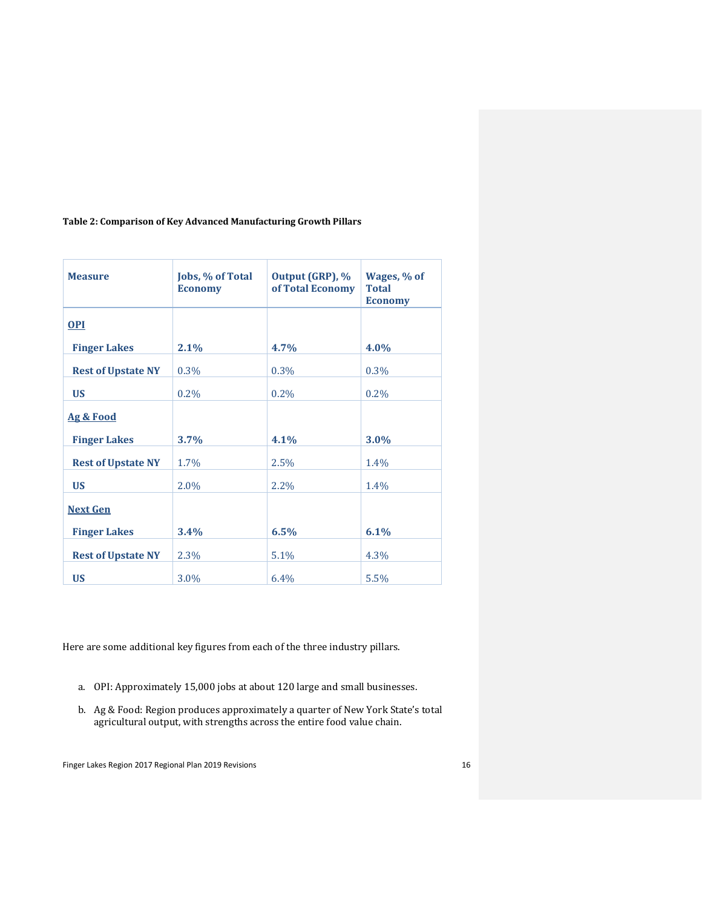**Table 2: Comparison of Key Advanced Manufacturing Growth Pillars**

| Measure | Jobs, % of Total Economy | Output (GRP), % of Total Economy | Wages, % of Total Economy |
|---|---|---|---|
| **OPI** | | | |
| **Finger Lakes** | **2.1%** | **4.7%** | **4.0%** |
| **Rest of Upstate NY** | 0.3% | 0.3% | 0.3% |
| **US** | 0.2% | 0.2% | 0.2% |
| **Ag & Food** | | | |
| **Finger Lakes** | **3.7%** | **4.1%** | **3.0%** |
| **Rest of Upstate NY** | 1.7% | 2.5% | 1.4% |
| **US** | 2.0% | 2.2% | 1.4% |
| **Next Gen** | | | |
| **Finger Lakes** | **3.4%** | **6.5%** | **6.1%** |
| **Rest of Upstate NY** | 2.3% | 5.1% | 4.3% |
| **US** | 3.0% | 6.4% | 5.5% |

Here are some additional key figures from each of the three industry pillars.

a. OPI: Approximately 15,000 jobs at about 120 large and small businesses.

b. Ag & Food: Region produces approximately a quarter of New York State's total agricultural output, with strengths across the entire food value chain.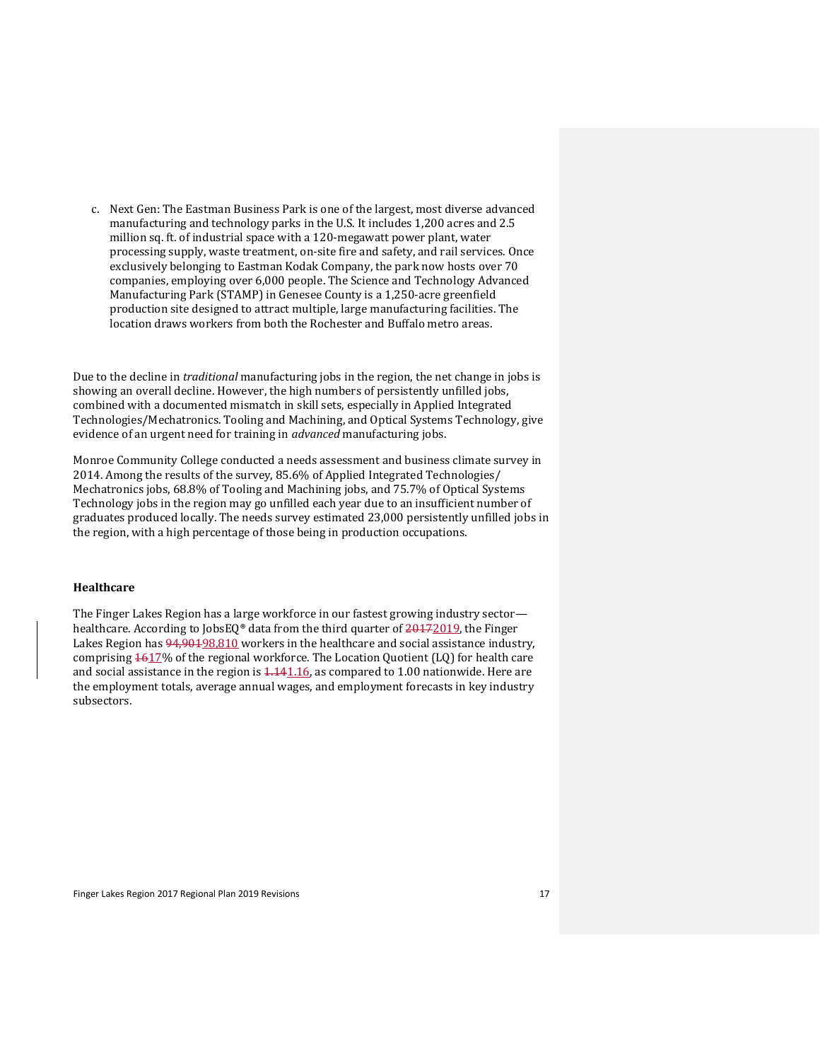c. Next Gen: The Eastman Business Park is one of the largest, most diverse advanced manufacturing and technology parks in the U.S. It includes 1,200 acres and 2.5 million sq. ft. of industrial space with a 120-megawatt power plant, water processing supply, waste treatment, on-site fire and safety, and rail services. Once exclusively belonging to Eastman Kodak Company, the park now hosts over 70 companies, employing over 6,000 people. The Science and Technology Advanced Manufacturing Park (STAMP) in Genesee County is a 1,250-acre greenfield production site designed to attract multiple, large manufacturing facilities. The location draws workers from both the Rochester and Buffalo metro areas.

Due to the decline in *traditional* manufacturing jobs in the region, the net change in jobs is showing an overall decline. However, the high numbers of persistently unfilled jobs, combined with a documented mismatch in skill sets, especially in Applied Integrated Technologies/Mechatronics. Tooling and Machining, and Optical Systems Technology, give evidence of an urgent need for training in *advanced* manufacturing jobs.

Monroe Community College conducted a needs assessment and business climate survey in 2014. Among the results of the survey, 85.6% of Applied Integrated Technologies/ Mechatronics jobs, 68.8% of Tooling and Machining jobs, and 75.7% of Optical Systems Technology jobs in the region may go unfilled each year due to an insufficient number of graduates produced locally. The needs survey estimated 23,000 persistently unfilled jobs in the region, with a high percentage of those being in production occupations.

### Healthcare

The Finger Lakes Region has a large workforce in our fastest growing industry sector—healthcare. According to JobsEQ® data from the third quarter of ~~2017~~2019, the Finger Lakes Region has ~~94,901~~98,810 workers in the healthcare and social assistance industry, comprising ~~16~~17% of the regional workforce. The Location Quotient (LQ) for health care and social assistance in the region is ~~1.14~~1.16, as compared to 1.00 nationwide. Here are the employment totals, average annual wages, and employment forecasts in key industry subsectors.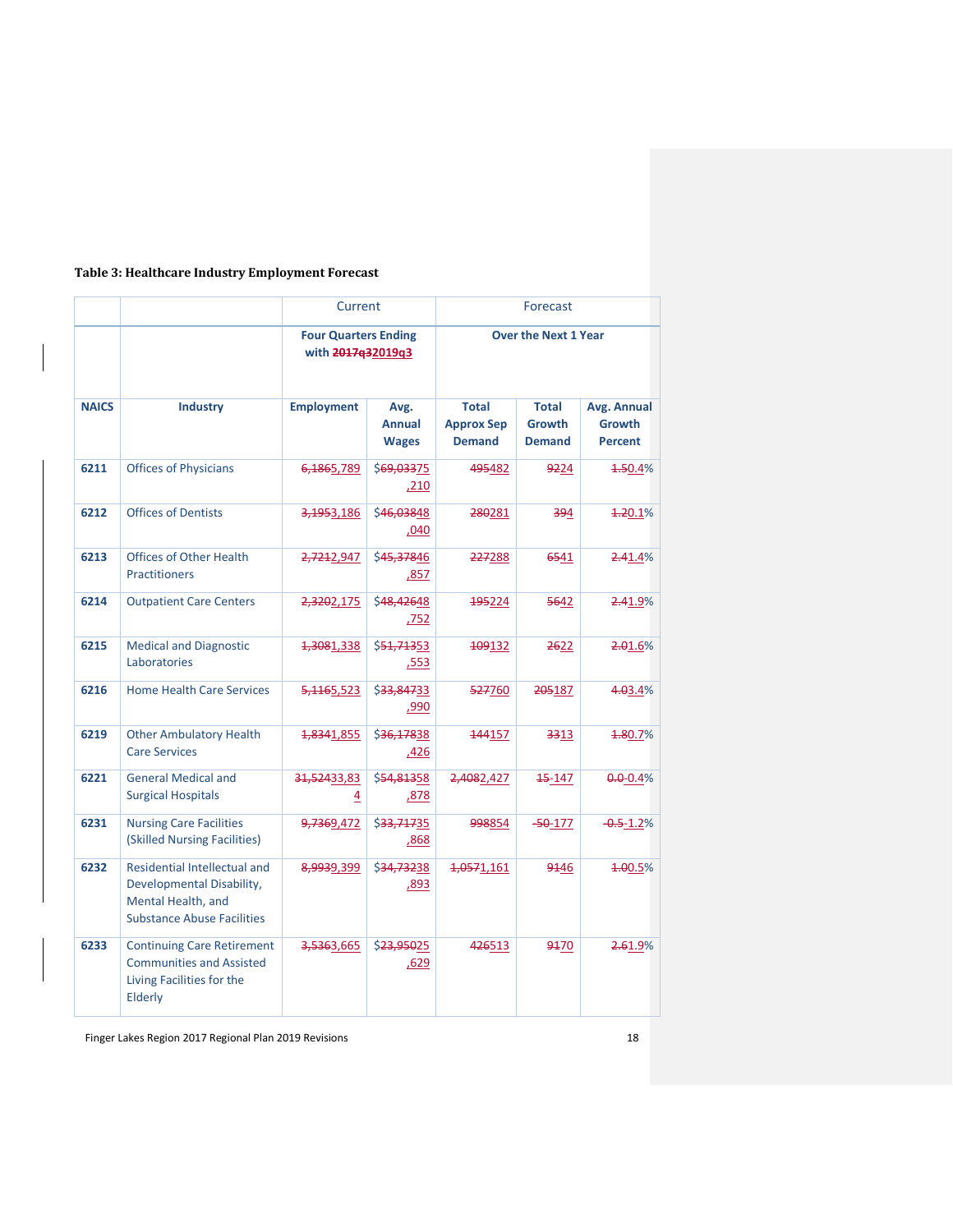**Table 3: Healthcare Industry Employment Forecast**

| | | Current | | Forecast | | |
|---|---|---|---|---|---|---|
| | | **Four Quarters Ending with ~~2017q3~~2019q3** | | **Over the Next 1 Year** | | |
| **NAICS** | **Industry** | **Employment** | **Avg. Annual Wages** | **Total Approx Sep Demand** | **Total Growth Demand** | **Avg. Annual Growth Percent** |
| **6211** | Offices of Physicians | ~~6,186~~5,789 | $~~69,033~~75,210 | ~~495~~482 | ~~92~~24 | ~~1.5~~0.4% |
| **6212** | Offices of Dentists | ~~3,195~~3,186 | $~~46,038~~48,040 | ~~280~~281 | ~~39~~4 | ~~1.2~~0.1% |
| **6213** | Offices of Other Health Practitioners | ~~2,721~~2,947 | $~~45,378~~46,857 | ~~227~~288 | ~~65~~41 | ~~2.4~~1.4% |
| **6214** | Outpatient Care Centers | ~~2,320~~2,175 | $~~48,426~~48,752 | ~~195~~224 | ~~56~~42 | ~~2.4~~1.9% |
| **6215** | Medical and Diagnostic Laboratories | ~~1,308~~1,338 | $~~51,713~~53,553 | ~~109~~132 | ~~26~~22 | ~~2.0~~1.6% |
| **6216** | Home Health Care Services | ~~5,116~~5,523 | $~~33,847~~33,990 | ~~527~~760 | ~~205~~187 | ~~4.0~~3.4% |
| **6219** | Other Ambulatory Health Care Services | ~~1,834~~1,855 | $~~36,178~~38,426 | ~~144~~157 | ~~33~~13 | ~~1.8~~0.7% |
| **6221** | General Medical and Surgical Hospitals | ~~31,524~~33,834 | $~~54,813~~58,878 | ~~2,408~~2,427 | ~~15~~-147 | ~~0.0~~-0.4% |
| **6231** | Nursing Care Facilities (Skilled Nursing Facilities) | ~~9,736~~9,472 | $~~33,717~~35,868 | ~~998~~854 | ~~-50~~-177 | ~~-0.5~~-1.2% |
| **6232** | Residential Intellectual and Developmental Disability, Mental Health, and Substance Abuse Facilities | ~~8,993~~9,399 | $~~34,732~~38,893 | ~~1,057~~1,161 | ~~91~~46 | ~~1.0~~0.5% |
| **6233** | Continuing Care Retirement Communities and Assisted Living Facilities for the Elderly | ~~3,536~~3,665 | $~~23,950~~25,629 | ~~426~~513 | ~~91~~70 | ~~2.6~~1.9% |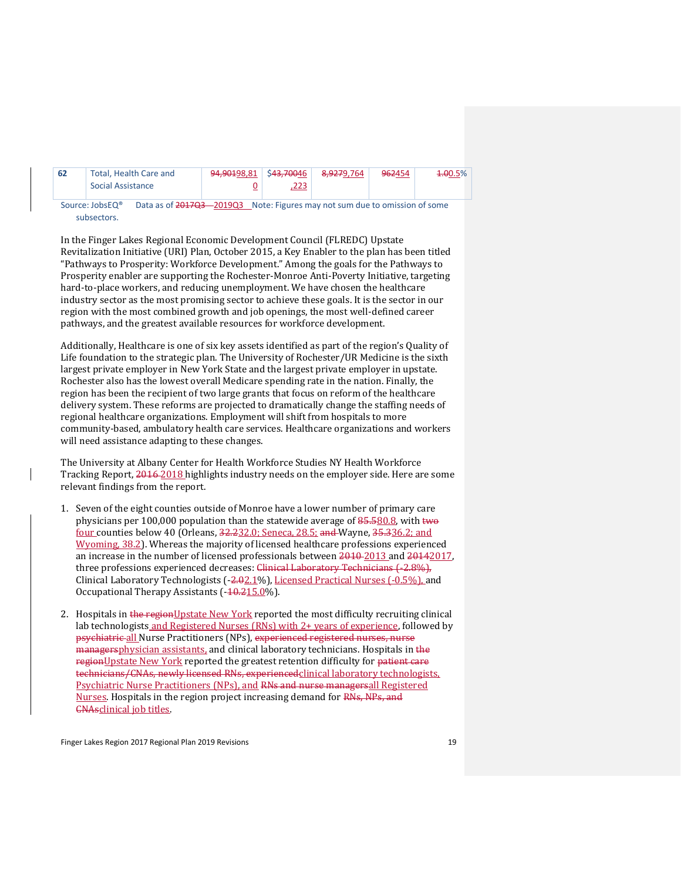| | | | | | | |
|---|---|---|---|---|---|---|
| 62 | Total, Health Care and Social Assistance | ~~94,901~~98,810 | $~~43,700~~46,223 | ~~8,927~~9,764 | ~~962~~454 | ~~1.0~~0.5% |

Source: JobsEQ® Data as of ~~2017Q3~~ 2019Q3 Note: Figures may not sum due to omission of some subsectors.

In the Finger Lakes Regional Economic Development Council (FLREDC) Upstate Revitalization Initiative (URI) Plan, October 2015, a Key Enabler to the plan has been titled "Pathways to Prosperity: Workforce Development." Among the goals for the Pathways to Prosperity enabler are supporting the Rochester-Monroe Anti-Poverty Initiative, targeting hard-to-place workers, and reducing unemployment. We have chosen the healthcare industry sector as the most promising sector to achieve these goals. It is the sector in our region with the most combined growth and job openings, the most well-defined career pathways, and the greatest available resources for workforce development.

Additionally, Healthcare is one of six key assets identified as part of the region's Quality of Life foundation to the strategic plan. The University of Rochester/UR Medicine is the sixth largest private employer in New York State and the largest private employer in upstate. Rochester also has the lowest overall Medicare spending rate in the nation. Finally, the region has been the recipient of two large grants that focus on reform of the healthcare delivery system. These reforms are projected to dramatically change the staffing needs of regional healthcare organizations. Employment will shift from hospitals to more community-based, ambulatory health care services. Healthcare organizations and workers will need assistance adapting to these changes.

The University at Albany Center for Health Workforce Studies NY Health Workforce Tracking Report, ~~2016~~ 2018 highlights industry needs on the employer side. Here are some relevant findings from the report.

1. Seven of the eight counties outside of Monroe have a lower number of primary care physicians per 100,000 population than the statewide average of ~~85.5~~80.8, with ~~two~~ four counties below 40 (Orleans, ~~32.2~~32.0; Seneca, 28.5; ~~and~~ Wayne, ~~35.3~~36.2; and Wyoming, 38.2). Whereas the majority of licensed healthcare professions experienced an increase in the number of licensed professionals between ~~2010~~ 2013 and ~~2014~~2017, three professions experienced decreases: ~~Clinical Laboratory Technicians (-2.8%),~~ Clinical Laboratory Technologists (-~~2.0~~2.1%), Licensed Practical Nurses (-0.5%), and Occupational Therapy Assistants (-~~10.2~~15.0%).

2. Hospitals in ~~the region~~Upstate New York reported the most difficulty recruiting clinical lab technologists and Registered Nurses (RNs) with 2+ years of experience, followed by ~~psychiatric~~ all Nurse Practitioners (NPs), ~~experienced registered nurses, nurse managers~~physician assistants, and clinical laboratory technicians. Hospitals in ~~the region~~Upstate New York reported the greatest retention difficulty for ~~patient care technicians/CNAs, newly licensed RNs, experienced~~clinical laboratory technologists, Psychiatric Nurse Practitioners (NPs), and ~~RNs and nurse managers~~all Registered Nurses. Hospitals in the region project increasing demand for ~~RNs, NPs, and CNAs~~clinical job titles.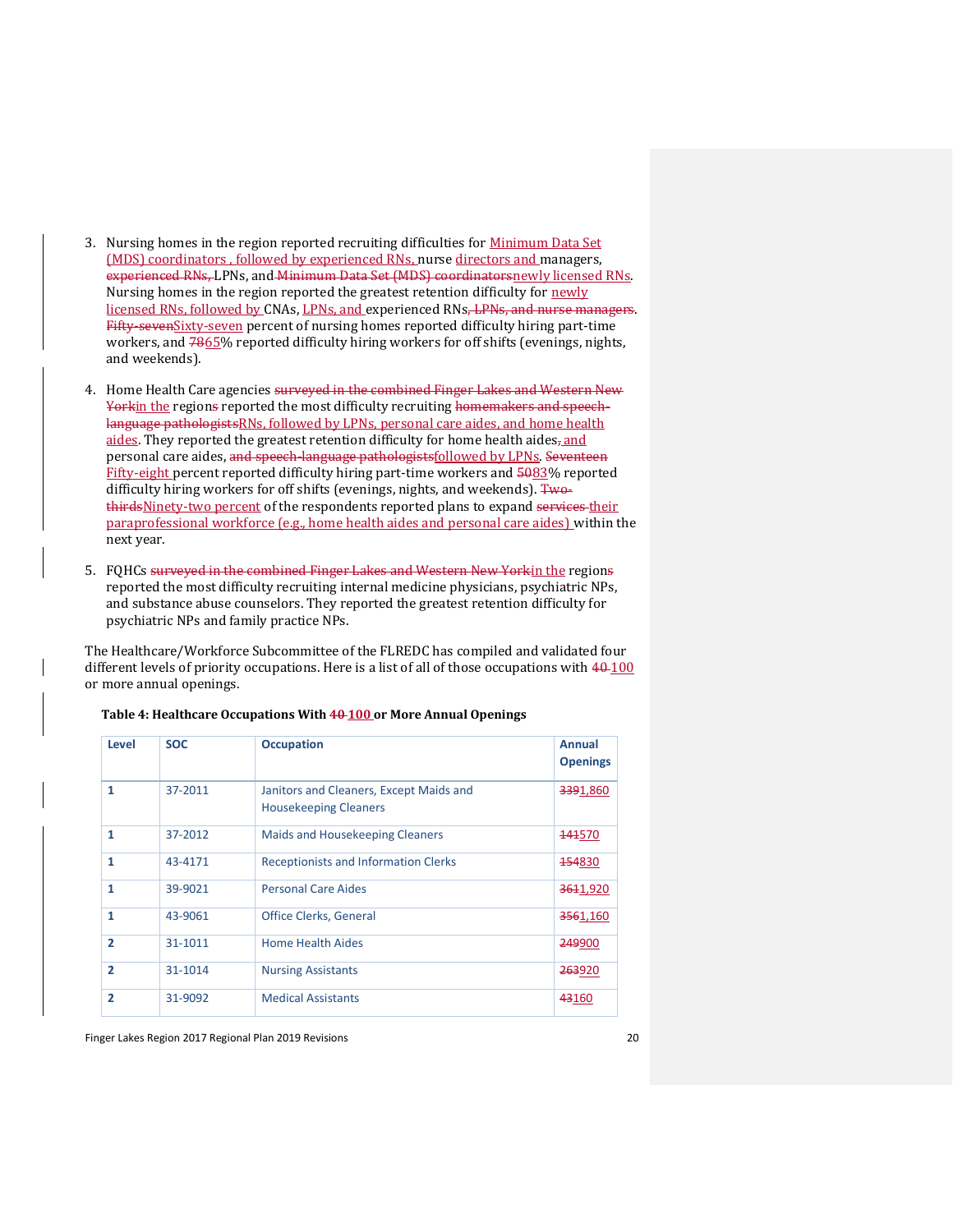3. Nursing homes in the region reported recruiting difficulties for Minimum Data Set (MDS) coordinators , followed by experienced RNs, nurse directors and managers, ~~experienced RNs,~~ LPNs, and ~~Minimum Data Set (MDS) coordinators~~newly licensed RNs. Nursing homes in the region reported the greatest retention difficulty for newly licensed RNs, followed by CNAs, LPNs, and experienced RNs~~, LPNs, and nurse managers~~. ~~Fifty-seven~~Sixty-seven percent of nursing homes reported difficulty hiring part-time workers, and ~~78~~65% reported difficulty hiring workers for off shifts (evenings, nights, and weekends).

4. Home Health Care agencies ~~surveyed in the combined Finger Lakes and Western New York~~in the region~~s~~ reported the most difficulty recruiting ~~homemakers and speech-language pathologists~~RNs, followed by LPNs, personal care aides, and home health aides. They reported the greatest retention difficulty for home health aides~~,~~ and personal care aides, ~~and speech-language pathologists~~followed by LPNs. ~~Seventeen~~ Fifty-eight percent reported difficulty hiring part-time workers and ~~50~~83% reported difficulty hiring workers for off shifts (evenings, nights, and weekends). ~~Two-thirds~~Ninety-two percent of the respondents reported plans to expand ~~services~~ their paraprofessional workforce (e.g., home health aides and personal care aides) within the next year.

5. FQHCs ~~surveyed in the combined Finger Lakes and Western New York~~in the region~~s~~ reported the most difficulty recruiting internal medicine physicians, psychiatric NPs, and substance abuse counselors. They reported the greatest retention difficulty for psychiatric NPs and family practice NPs.

The Healthcare/Workforce Subcommittee of the FLREDC has compiled and validated four different levels of priority occupations. Here is a list of all of those occupations with ~~40~~ 100 or more annual openings.

**Table 4: Healthcare Occupations With ~~40~~ 100 or More Annual Openings**

| Level | SOC | Occupation | Annual Openings |
|---|---|---|---|
| 1 | 37-2011 | Janitors and Cleaners, Except Maids and Housekeeping Cleaners | ~~339~~1,860 |
| 1 | 37-2012 | Maids and Housekeeping Cleaners | ~~141~~570 |
| 1 | 43-4171 | Receptionists and Information Clerks | ~~154~~830 |
| 1 | 39-9021 | Personal Care Aides | ~~361~~1,920 |
| 1 | 43-9061 | Office Clerks, General | ~~356~~1,160 |
| 2 | 31-1011 | Home Health Aides | ~~249~~900 |
| 2 | 31-1014 | Nursing Assistants | ~~263~~920 |
| 2 | 31-9092 | Medical Assistants | ~~43~~160 |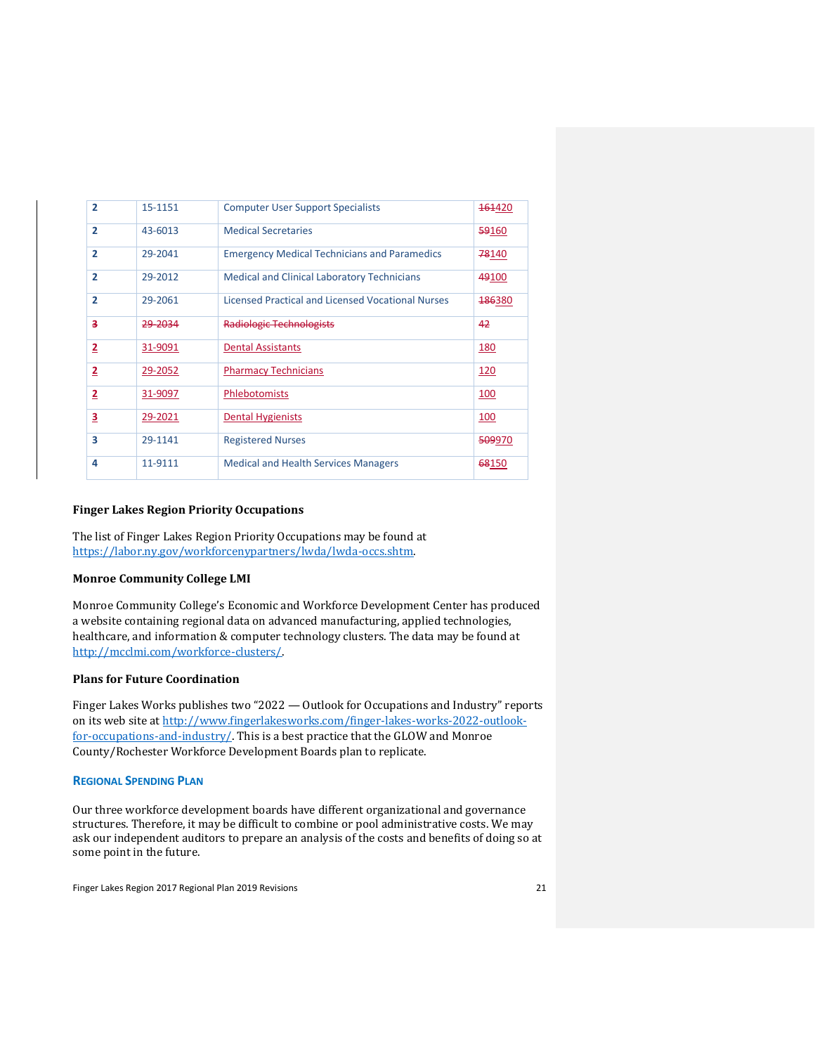| 2 | 15-1151 | Computer User Support Specialists | ~~161~~420 |
|---|---|---|---|
| 2 | 43-6013 | Medical Secretaries | ~~59~~160 |
| 2 | 29-2041 | Emergency Medical Technicians and Paramedics | ~~78~~140 |
| 2 | 29-2012 | Medical and Clinical Laboratory Technicians | ~~49~~100 |
| 2 | 29-2061 | Licensed Practical and Licensed Vocational Nurses | ~~186~~380 |
| ~~3~~ | ~~29-2034~~ | ~~Radiologic Technologists~~ | ~~42~~ |
| 2 | 31-9091 | Dental Assistants | 180 |
| 2 | 29-2052 | Pharmacy Technicians | 120 |
| 2 | 31-9097 | Phlebotomists | 100 |
| 3 | 29-2021 | Dental Hygienists | 100 |
| 3 | 29-1141 | Registered Nurses | ~~509~~970 |
| 4 | 11-9111 | Medical and Health Services Managers | ~~68~~150 |

**Finger Lakes Region Priority Occupations**

The list of Finger Lakes Region Priority Occupations may be found at https://labor.ny.gov/workforcenypartners/lwda/lwda-occs.shtm.

**Monroe Community College LMI**

Monroe Community College's Economic and Workforce Development Center has produced a website containing regional data on advanced manufacturing, applied technologies, healthcare, and information & computer technology clusters. The data may be found at http://mcclmi.com/workforce-clusters/.

**Plans for Future Coordination**

Finger Lakes Works publishes two "2022 — Outlook for Occupations and Industry" reports on its web site at http://www.fingerlakesworks.com/finger-lakes-works-2022-outlook-for-occupations-and-industry/. This is a best practice that the GLOW and Monroe County/Rochester Workforce Development Boards plan to replicate.

### REGIONAL SPENDING PLAN

Our three workforce development boards have different organizational and governance structures. Therefore, it may be difficult to combine or pool administrative costs. We may ask our independent auditors to prepare an analysis of the costs and benefits of doing so at some point in the future.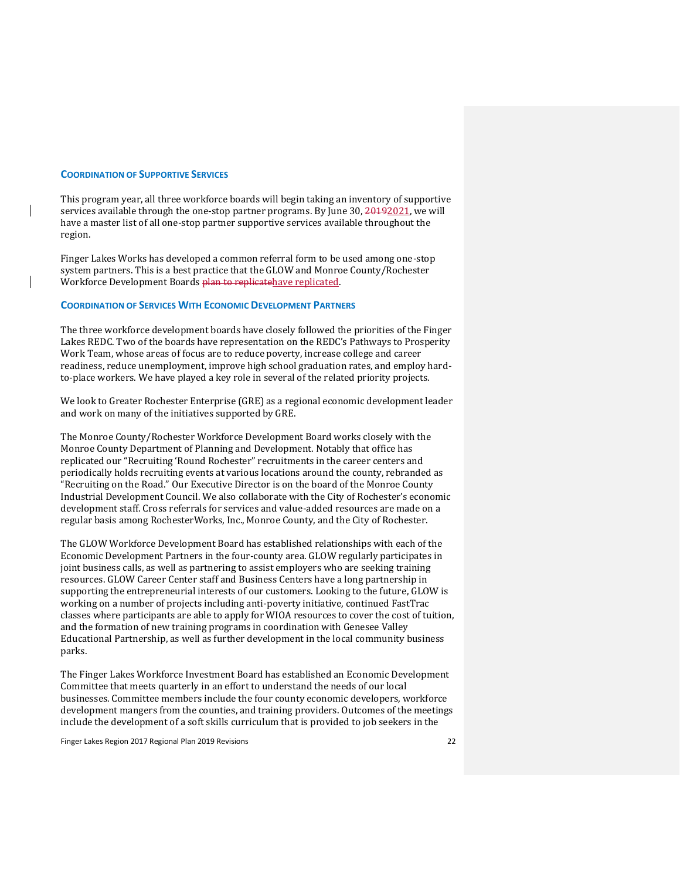### COORDINATION OF SUPPORTIVE SERVICES

This program year, all three workforce boards will begin taking an inventory of supportive services available through the one-stop partner programs. By June 30, ~~2019~~2021, we will have a master list of all one-stop partner supportive services available throughout the region.

Finger Lakes Works has developed a common referral form to be used among one-stop system partners. This is a best practice that the GLOW and Monroe County/Rochester Workforce Development Boards ~~plan to replicate~~have replicated.

### COORDINATION OF SERVICES WITH ECONOMIC DEVELOPMENT PARTNERS

The three workforce development boards have closely followed the priorities of the Finger Lakes REDC. Two of the boards have representation on the REDC's Pathways to Prosperity Work Team, whose areas of focus are to reduce poverty, increase college and career readiness, reduce unemployment, improve high school graduation rates, and employ hard-to-place workers. We have played a key role in several of the related priority projects.

We look to Greater Rochester Enterprise (GRE) as a regional economic development leader and work on many of the initiatives supported by GRE.

The Monroe County/Rochester Workforce Development Board works closely with the Monroe County Department of Planning and Development. Notably that office has replicated our "Recruiting 'Round Rochester" recruitments in the career centers and periodically holds recruiting events at various locations around the county, rebranded as "Recruiting on the Road." Our Executive Director is on the board of the Monroe County Industrial Development Council. We also collaborate with the City of Rochester's economic development staff. Cross referrals for services and value-added resources are made on a regular basis among RochesterWorks, Inc., Monroe County, and the City of Rochester.

The GLOW Workforce Development Board has established relationships with each of the Economic Development Partners in the four-county area. GLOW regularly participates in joint business calls, as well as partnering to assist employers who are seeking training resources. GLOW Career Center staff and Business Centers have a long partnership in supporting the entrepreneurial interests of our customers. Looking to the future, GLOW is working on a number of projects including anti-poverty initiative, continued FastTrac classes where participants are able to apply for WIOA resources to cover the cost of tuition, and the formation of new training programs in coordination with Genesee Valley Educational Partnership, as well as further development in the local community business parks.

The Finger Lakes Workforce Investment Board has established an Economic Development Committee that meets quarterly in an effort to understand the needs of our local businesses. Committee members include the four county economic developers, workforce development mangers from the counties, and training providers. Outcomes of the meetings include the development of a soft skills curriculum that is provided to job seekers in the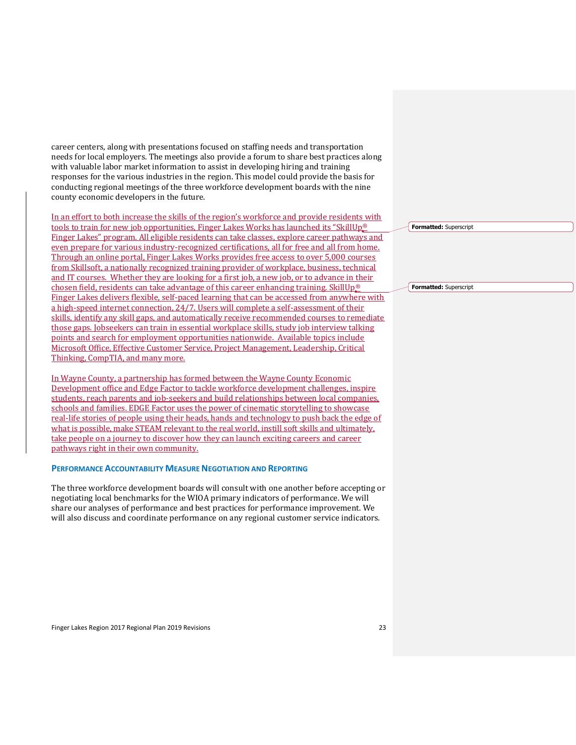career centers, along with presentations focused on staffing needs and transportation needs for local employers. The meetings also provide a forum to share best practices along with valuable labor market information to assist in developing hiring and training responses for the various industries in the region. This model could provide the basis for conducting regional meetings of the three workforce development boards with the nine county economic developers in the future.

In an effort to both increase the skills of the region's workforce and provide residents with tools to train for new job opportunities, Finger Lakes Works has launched its "SkillUp® Finger Lakes" program. All eligible residents can take classes, explore career pathways and even prepare for various industry-recognized certifications, all for free and all from home. Through an online portal, Finger Lakes Works provides free access to over 5,000 courses from Skillsoft, a nationally recognized training provider of workplace, business, technical and IT courses. Whether they are looking for a first job, a new job, or to advance in their chosen field, residents can take advantage of this career enhancing training. SkillUp® Finger Lakes delivers flexible, self-paced learning that can be accessed from anywhere with a high-speed internet connection, 24/7. Users will complete a self-assessment of their skills, identify any skill gaps, and automatically receive recommended courses to remediate those gaps. Jobseekers can train in essential workplace skills, study job interview talking points and search for employment opportunities nationwide. Available topics include Microsoft Office, Effective Customer Service, Project Management, Leadership, Critical Thinking, CompTIA, and many more.

In Wayne County, a partnership has formed between the Wayne County Economic Development office and Edge Factor to tackle workforce development challenges, inspire students, reach parents and job-seekers and build relationships between local companies, schools and families. EDGE Factor uses the power of cinematic storytelling to showcase real-life stories of people using their heads, hands and technology to push back the edge of what is possible, make STEAM relevant to the real world, instill soft skills and ultimately, take people on a journey to discover how they can launch exciting careers and career pathways right in their own community.

### PERFORMANCE ACCOUNTABILITY MEASURE NEGOTIATION AND REPORTING

The three workforce development boards will consult with one another before accepting or negotiating local benchmarks for the WIOA primary indicators of performance. We will share our analyses of performance and best practices for performance improvement. We will also discuss and coordinate performance on any regional customer service indicators.